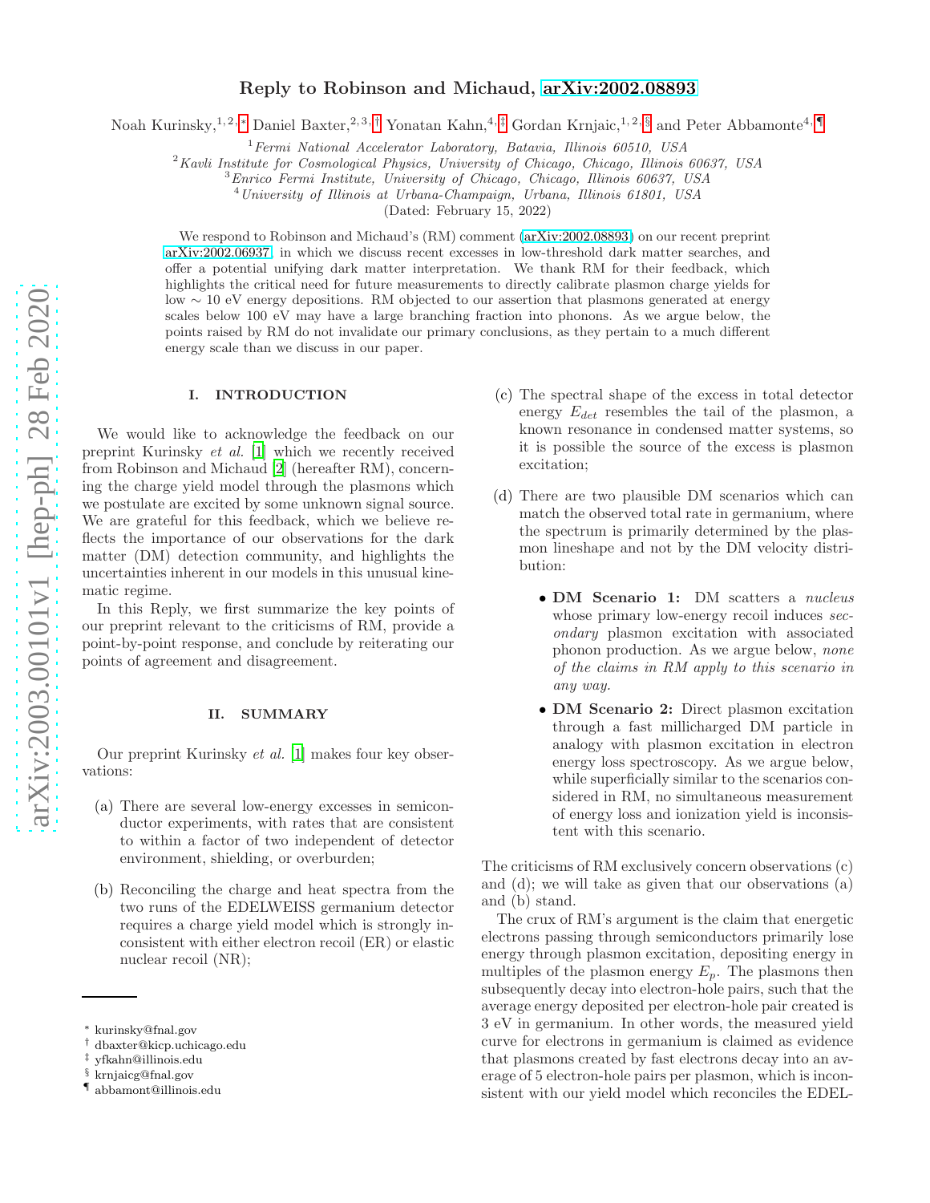# Reply to Robinson and Michaud, arXiv:2002.08893

Noah Kurinsky,[1,2,*] Daniel Baxter,[2,3,†] Yonatan Kahn,[4,‡] Gordan Krnjaic,[1,2,§] and Peter Abbamonte[4,¶]

[1] *Fermi National Accelerator Laboratory, Batavia, Illinois 60510, USA*
[2] *Kavli Institute for Cosmological Physics, University of Chicago, Chicago, Illinois 60637, USA*
[3] *Enrico Fermi Institute, University of Chicago, Chicago, Illinois 60637, USA*
[4] *University of Illinois at Urbana-Champaign, Urbana, Illinois 61801, USA*

(Dated: February 15, 2022)

We respond to Robinson and Michaud's (RM) comment (arXiv:2002.08893) on our recent preprint arXiv:2002.06937, in which we discuss recent excesses in low-threshold dark matter searches, and offer a potential unifying dark matter interpretation. We thank RM for their feedback, which highlights the critical need for future measurements to directly calibrate plasmon charge yields for low $\sim 10$ eV energy depositions. RM objected to our assertion that plasmons generated at energy scales below 100 eV may have a large branching fraction into phonons. As we argue below, the points raised by RM do not invalidate our primary conclusions, as they pertain to a much different energy scale than we discuss in our paper.

## I. INTRODUCTION

We would like to acknowledge the feedback on our preprint Kurinsky *et al.* [1] which we recently received from Robinson and Michaud [2] (hereafter RM), concerning the charge yield model through the plasmons which we postulate are excited by some unknown signal source. We are grateful for this feedback, which we believe reflects the importance of our observations for the dark matter (DM) detection community, and highlights the uncertainties inherent in our models in this unusual kinematic regime.

In this Reply, we first summarize the key points of our preprint relevant to the criticisms of RM, provide a point-by-point response, and conclude by reiterating our points of agreement and disagreement.

## II. SUMMARY

Our preprint Kurinsky *et al.* [1] makes four key observations:

(a) There are several low-energy excesses in semiconductor experiments, with rates that are consistent to within a factor of two independent of detector environment, shielding, or overburden;

(b) Reconciling the charge and heat spectra from the two runs of the EDELWEISS germanium detector requires a charge yield model which is strongly inconsistent with either electron recoil (ER) or elastic nuclear recoil (NR);

(c) The spectral shape of the excess in total detector energy $E_{det}$ resembles the tail of the plasmon, a known resonance in condensed matter systems, so it is possible the source of the excess is plasmon excitation;

(d) There are two plausible DM scenarios which can match the observed total rate in germanium, where the spectrum is primarily determined by the plasmon lineshape and not by the DM velocity distribution:

- **DM Scenario 1:** DM scatters a *nucleus* whose primary low-energy recoil induces *secondary* plasmon excitation with associated phonon production. As we argue below, *none of the claims in RM apply to this scenario in any way.*
- **DM Scenario 2:** Direct plasmon excitation through a fast millicharged DM particle in analogy with plasmon excitation in electron energy loss spectroscopy. As we argue below, while superficially similar to the scenarios considered in RM, no simultaneous measurement of energy loss and ionization yield is inconsistent with this scenario.

The criticisms of RM exclusively concern observations (c) and (d); we will take as given that our observations (a) and (b) stand.

The crux of RM's argument is the claim that energetic electrons passing through semiconductors primarily lose energy through plasmon excitation, depositing energy in multiples of the plasmon energy $E_p$. The plasmons then subsequently decay into electron-hole pairs, such that the average energy deposited per electron-hole pair created is 3 eV in germanium. In other words, the measured yield curve for electrons in germanium is claimed as evidence that plasmons created by fast electrons decay into an average of 5 electron-hole pairs per plasmon, which is inconsistent with our yield model which reconciles the EDEL-

* kurinsky@fnal.gov
† dbaxter@kicp.uchicago.edu
‡ yfkahn@illinois.edu
§ krnjaicg@fnal.gov
¶ abbamont@illinois.edu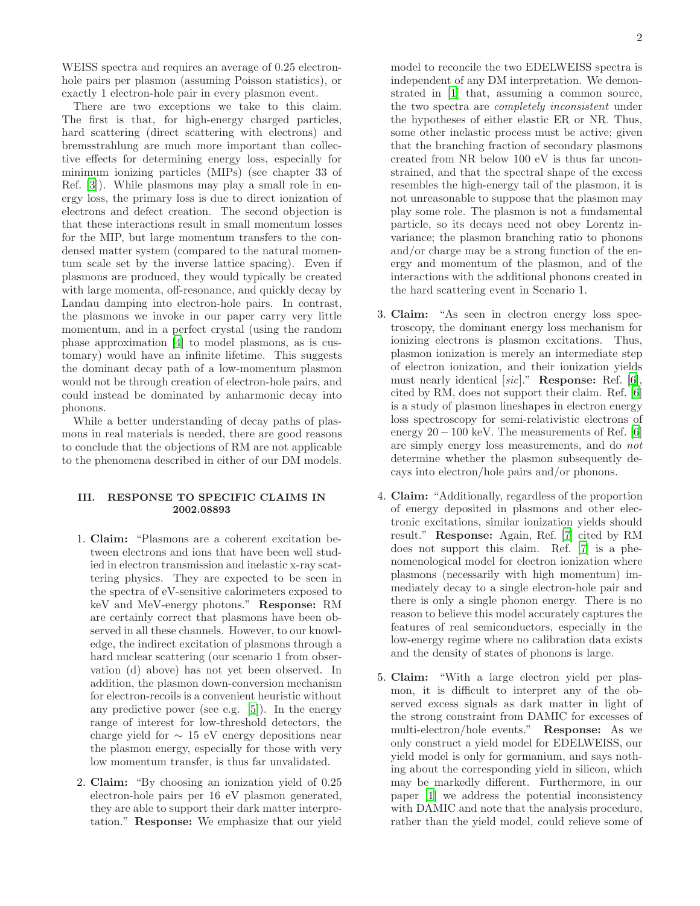WEISS spectra and requires an average of 0.25 electron-hole pairs per plasmon (assuming Poisson statistics), or exactly 1 electron-hole pair in every plasmon event.

There are two exceptions we take to this claim. The first is that, for high-energy charged particles, hard scattering (direct scattering with electrons) and bremsstrahlung are much more important than collective effects for determining energy loss, especially for minimum ionizing particles (MIPs) (see chapter 33 of Ref. [3]). While plasmons may play a small role in energy loss, the primary loss is due to direct ionization of electrons and defect creation. The second objection is that these interactions result in small momentum losses for the MIP, but large momentum transfers to the condensed matter system (compared to the natural momentum scale set by the inverse lattice spacing). Even if plasmons are produced, they would typically be created with large momenta, off-resonance, and quickly decay by Landau damping into electron-hole pairs. In contrast, the plasmons we invoke in our paper carry very little momentum, and in a perfect crystal (using the random phase approximation [4] to model plasmons, as is customary) would have an infinite lifetime. This suggests the dominant decay path of a low-momentum plasmon would not be through creation of electron-hole pairs, and could instead be dominated by anharmonic decay into phonons.

While a better understanding of decay paths of plasmons in real materials is needed, there are good reasons to conclude that the objections of RM are not applicable to the phenomena described in either of our DM models.

## III. RESPONSE TO SPECIFIC CLAIMS IN 2002.08893

1. **Claim:** "Plasmons are a coherent excitation between electrons and ions that have been well studied in electron transmission and inelastic x-ray scattering physics. They are expected to be seen in the spectra of eV-sensitive calorimeters exposed to keV and MeV-energy photons." **Response:** RM are certainly correct that plasmons have been observed in all these channels. However, to our knowledge, the indirect excitation of plasmons through a hard nuclear scattering (our scenario 1 from observation (d) above) has not yet been observed. In addition, the plasmon down-conversion mechanism for electron-recoils is a convenient heuristic without any predictive power (see e.g. [5]). In the energy range of interest for low-threshold detectors, the charge yield for $\sim 15$ eV energy depositions near the plasmon energy, especially for those with very low momentum transfer, is thus far unvalidated.

2. **Claim:** "By choosing an ionization yield of 0.25 electron-hole pairs per 16 eV plasmon generated, they are able to support their dark matter interpretation." **Response:** We emphasize that our yield model to reconcile the two EDELWEISS spectra is independent of any DM interpretation. We demonstrated in [1] that, assuming a common source, the two spectra are *completely inconsistent* under the hypotheses of either elastic ER or NR. Thus, some other inelastic process must be active; given that the branching fraction of secondary plasmons created from NR below 100 eV is thus far unconstrained, and that the spectral shape of the excess resembles the high-energy tail of the plasmon, it is not unreasonable to suppose that the plasmon may play some role. The plasmon is not a fundamental particle, so its decays need not obey Lorentz invariance; the plasmon branching ratio to phonons and/or charge may be a strong function of the energy and momentum of the plasmon, and of the interactions with the additional phonons created in the hard scattering event in Scenario 1.

3. **Claim:** "As seen in electron energy loss spectroscopy, the dominant energy loss mechanism for ionizing electrons is plasmon excitations. Thus, plasmon ionization is merely an intermediate step of electron ionization, and their ionization yields must nearly identical [*sic*]." **Response:** Ref. [6], cited by RM, does not support their claim. Ref. [6] is a study of plasmon lineshapes in electron energy loss spectroscopy for semi-relativistic electrons of energy $20-100$ keV. The measurements of Ref. [6] are simply energy loss measurements, and do *not* determine whether the plasmon subsequently decays into electron/hole pairs and/or phonons.

4. **Claim:** "Additionally, regardless of the proportion of energy deposited in plasmons and other electronic excitations, similar ionization yields should result." **Response:** Again, Ref. [7] cited by RM does not support this claim. Ref. [7] is a phenomenological model for electron ionization where plasmons (necessarily with high momentum) immediately decay to a single electron-hole pair and there is only a single phonon energy. There is no reason to believe this model accurately captures the features of real semiconductors, especially in the low-energy regime where no calibration data exists and the density of states of phonons is large.

5. **Claim:** "With a large electron yield per plasmon, it is difficult to interpret any of the observed excess signals as dark matter in light of the strong constraint from DAMIC for excesses of multi-electron/hole events." **Response:** As we only construct a yield model for EDELWEISS, our yield model is only for germanium, and says nothing about the corresponding yield in silicon, which may be markedly different. Furthermore, in our paper [1] we address the potential inconsistency with DAMIC and note that the analysis procedure, rather than the yield model, could relieve some of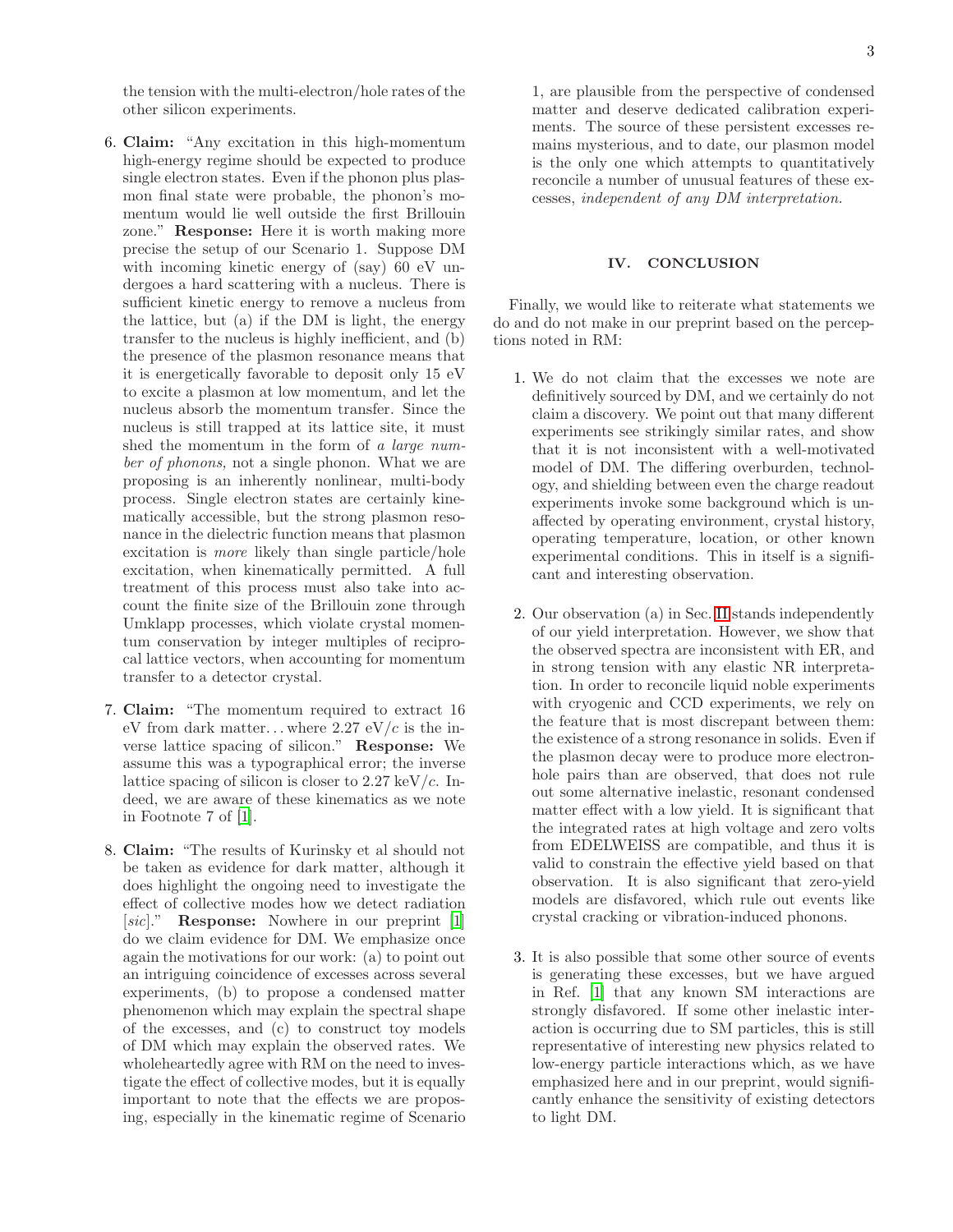the tension with the multi-electron/hole rates of the other silicon experiments.

6. **Claim:** "Any excitation in this high-momentum high-energy regime should be expected to produce single electron states. Even if the phonon plus plasmon final state were probable, the phonon's momentum would lie well outside the first Brillouin zone." **Response:** Here it is worth making more precise the setup of our Scenario 1. Suppose DM with incoming kinetic energy of (say) 60 eV undergoes a hard scattering with a nucleus. There is sufficient kinetic energy to remove a nucleus from the lattice, but (a) if the DM is light, the energy transfer to the nucleus is highly inefficient, and (b) the presence of the plasmon resonance means that it is energetically favorable to deposit only 15 eV to excite a plasmon at low momentum, and let the nucleus absorb the momentum transfer. Since the nucleus is still trapped at its lattice site, it must shed the momentum in the form of *a large number of phonons,* not a single phonon. What we are proposing is an inherently nonlinear, multi-body process. Single electron states are certainly kinematically accessible, but the strong plasmon resonance in the dielectric function means that plasmon excitation is *more* likely than single particle/hole excitation, when kinematically permitted. A full treatment of this process must also take into account the finite size of the Brillouin zone through Umklapp processes, which violate crystal momentum conservation by integer multiples of reciprocal lattice vectors, when accounting for momentum transfer to a detector crystal.

7. **Claim:** "The momentum required to extract 16 eV from dark matter... where 2.27 eV/$c$ is the inverse lattice spacing of silicon." **Response:** We assume this was a typographical error; the inverse lattice spacing of silicon is closer to 2.27 keV/$c$. Indeed, we are aware of these kinematics as we note in Footnote 7 of [1].

8. **Claim:** "The results of Kurinsky et al should not be taken as evidence for dark matter, although it does highlight the ongoing need to investigate the effect of collective modes how we detect radiation [*sic*]." **Response:** Nowhere in our preprint [1] do we claim evidence for DM. We emphasize once again the motivations for our work: (a) to point out an intriguing coincidence of excesses across several experiments, (b) to propose a condensed matter phenomenon which may explain the spectral shape of the excesses, and (c) to construct toy models of DM which may explain the observed rates. We wholeheartedly agree with RM on the need to investigate the effect of collective modes, but it is equally important to note that the effects we are proposing, especially in the kinematic regime of Scenario 1, are plausible from the perspective of condensed matter and deserve dedicated calibration experiments. The source of these persistent excesses remains mysterious, and to date, our plasmon model is the only one which attempts to quantitatively reconcile a number of unusual features of these excesses, *independent of any DM interpretation.*

## IV. CONCLUSION

Finally, we would like to reiterate what statements we do and do not make in our preprint based on the perceptions noted in RM:

1. We do not claim that the excesses we note are definitively sourced by DM, and we certainly do not claim a discovery. We point out that many different experiments see strikingly similar rates, and show that it is not inconsistent with a well-motivated model of DM. The differing overburden, technology, and shielding between even the charge readout experiments invoke some background which is unaffected by operating environment, crystal history, operating temperature, location, or other known experimental conditions. This in itself is a significant and interesting observation.

2. Our observation (a) in Sec. II stands independently of our yield interpretation. However, we show that the observed spectra are inconsistent with ER, and in strong tension with any elastic NR interpretation. In order to reconcile liquid noble experiments with cryogenic and CCD experiments, we rely on the feature that is most discrepant between them: the existence of a strong resonance in solids. Even if the plasmon decay were to produce more electron-hole pairs than are observed, that does not rule out some alternative inelastic, resonant condensed matter effect with a low yield. It is significant that the integrated rates at high voltage and zero volts from EDELWEISS are compatible, and thus it is valid to constrain the effective yield based on that observation. It is also significant that zero-yield models are disfavored, which rule out events like crystal cracking or vibration-induced phonons.

3. It is also possible that some other source of events is generating these excesses, but we have argued in Ref. [1] that any known SM interactions are strongly disfavored. If some other inelastic interaction is occurring due to SM particles, this is still representative of interesting new physics related to low-energy particle interactions which, as we have emphasized here and in our preprint, would significantly enhance the sensitivity of existing detectors to light DM.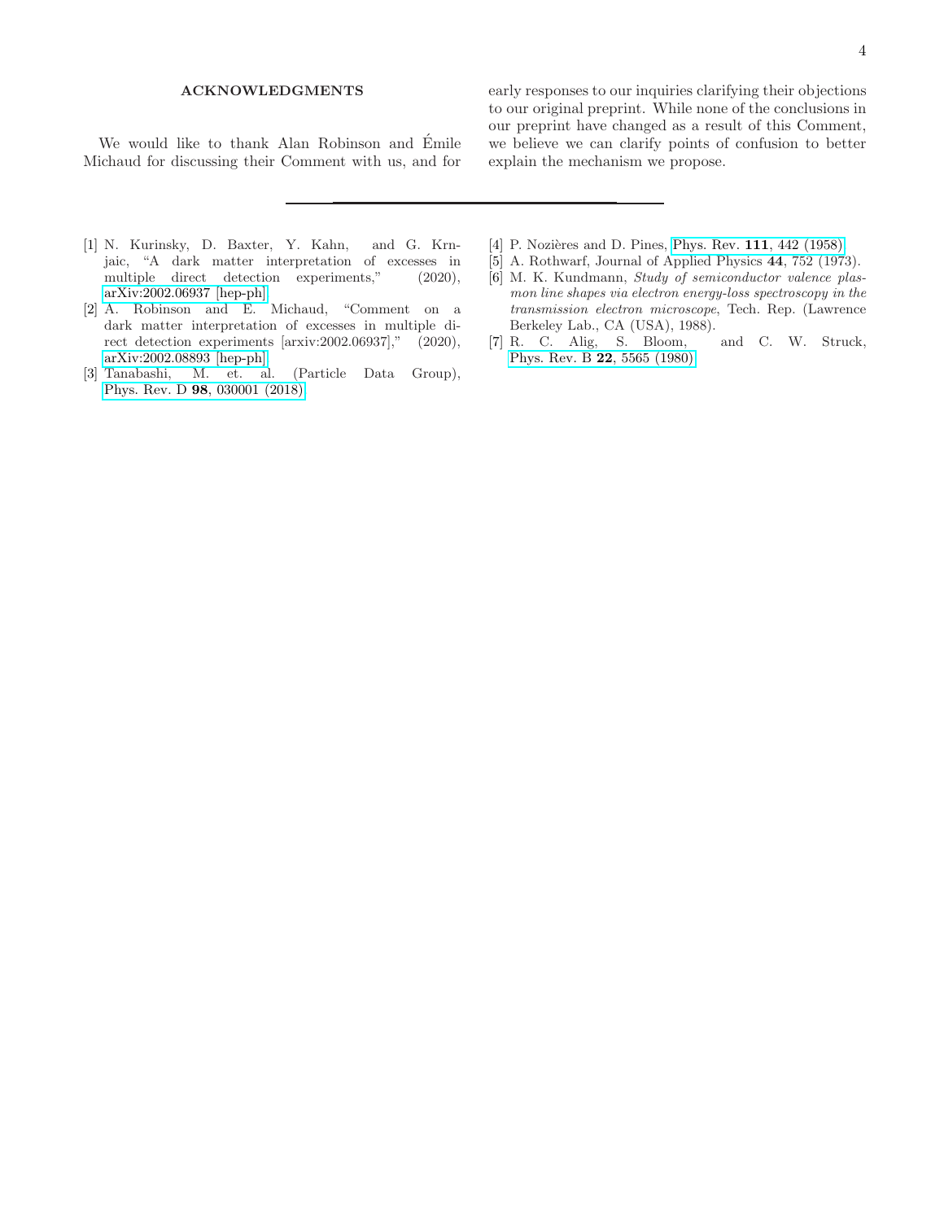## ACKNOWLEDGMENTS

We would like to thank Alan Robinson and Émile Michaud for discussing their Comment with us, and for early responses to our inquiries clarifying their objections to our original preprint. While none of the conclusions in our preprint have changed as a result of this Comment, we believe we can clarify points of confusion to better explain the mechanism we propose.

---

[1] N. Kurinsky, D. Baxter, Y. Kahn, and G. Krnjaic, "A dark matter interpretation of excesses in multiple direct detection experiments," (2020), arXiv:2002.06937 [hep-ph].

[2] A. Robinson and E. Michaud, "Comment on a dark matter interpretation of excesses in multiple direct detection experiments [arxiv:2002.06937]," (2020), arXiv:2002.08893 [hep-ph].

[3] Tanabashi, M. et. al. (Particle Data Group), Phys. Rev. D **98**, 030001 (2018).

[4] P. Nozières and D. Pines, Phys. Rev. **111**, 442 (1958).

[5] A. Rothwarf, Journal of Applied Physics **44**, 752 (1973).

[6] M. K. Kundmann, *Study of semiconductor valence plasmon line shapes via electron energy-loss spectroscopy in the transmission electron microscope*, Tech. Rep. (Lawrence Berkeley Lab., CA (USA), 1988).

[7] R. C. Alig, S. Bloom, and C. W. Struck, Phys. Rev. B **22**, 5565 (1980).